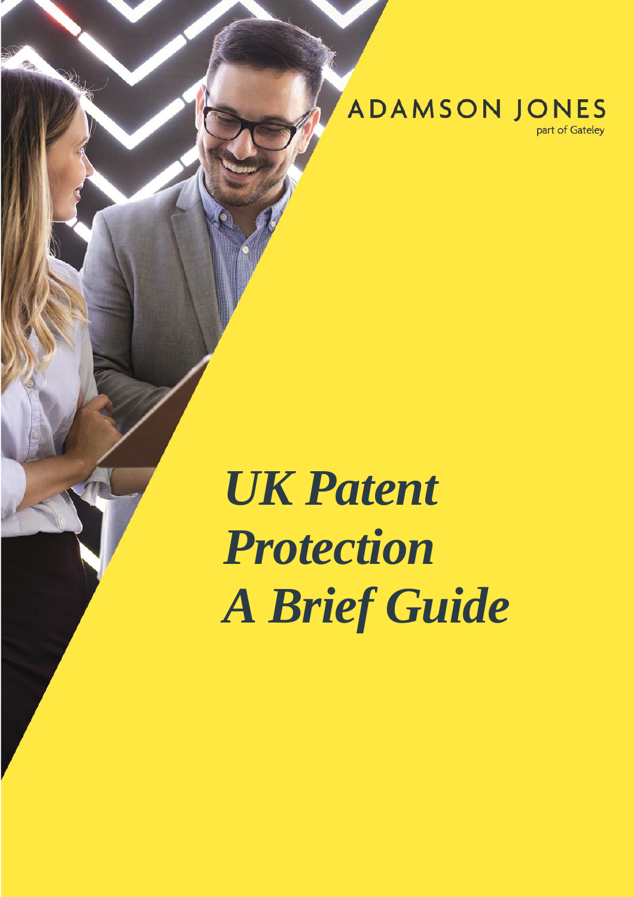ADAMSON JONES

part of Gateley

# *UK Patent Protection A Brief Guide*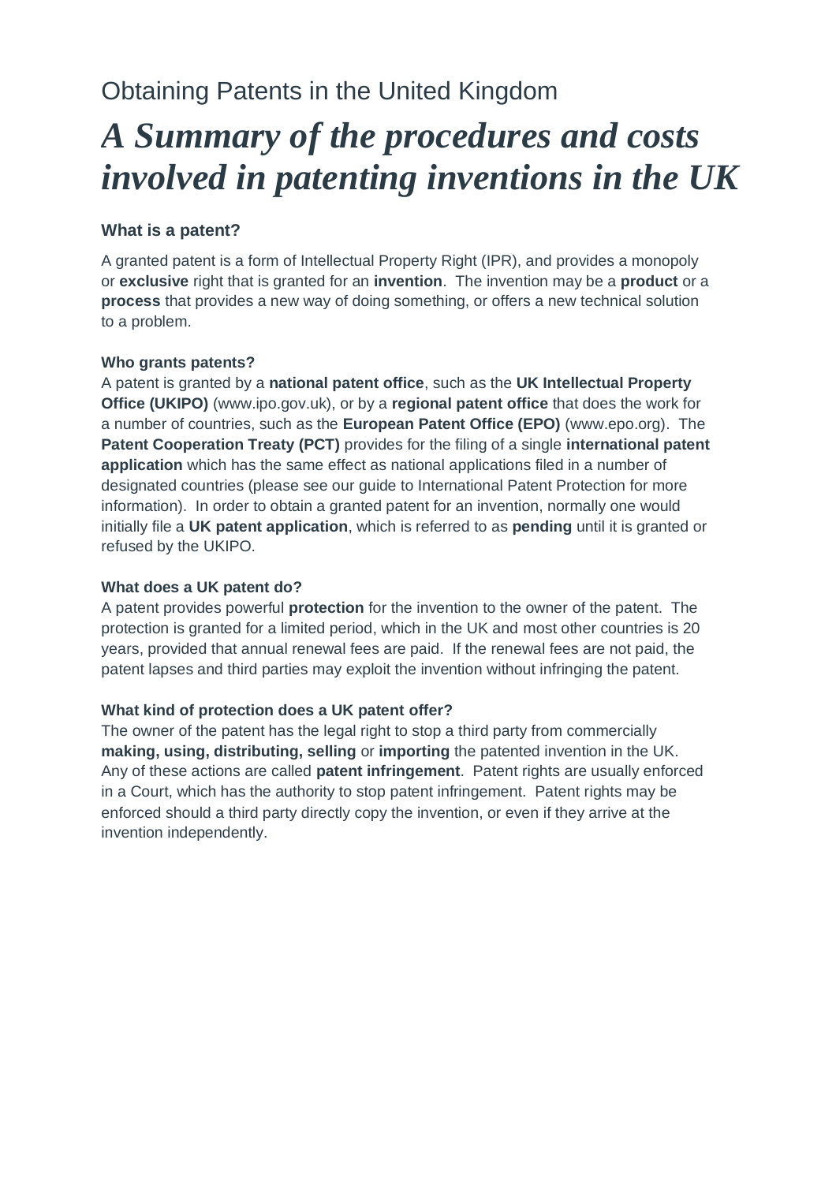Obtaining Patents in the United Kingdom

# *A Summary of the procedures and costs involved in patenting inventions in the UK*

### What is a patent?

A granted patent is a form of Intellectual Property Right (IPR), and provides a monopoly or **exclusive** right that is granted for an **invention**. The invention may be a **product** or a **process** that provides a new way of doing something, or offers a new technical solution to a problem.

#### Who grants patents?

A patent is granted by a **national patent office**, such as the **UK Intellectual Property Office (UKIPO)** (www.ipo.gov.uk), or by a **regional patent office** that does the work for a number of countries, such as the **European Patent Office (EPO)** (www.epo.org). The **Patent Cooperation Treaty (PCT)** provides for the filing of a single **international patent application** which has the same effect as national applications filed in a number of designated countries (please see our guide to International Patent Protection for more information). In order to obtain a granted patent for an invention, normally one would initially file a **UK patent application**, which is referred to as **pending** until it is granted or refused by the UKIPO.

#### What does a UK patent do?

A patent provides powerful **protection** for the invention to the owner of the patent. The protection is granted for a limited period, which in the UK and most other countries is 20 years, provided that annual renewal fees are paid. If the renewal fees are not paid, the patent lapses and third parties may exploit the invention without infringing the patent.

#### What kind of protection does a UK patent offer?

The owner of the patent has the legal right to stop a third party from commercially **making, using, distributing, selling** or **importing** the patented invention in the UK. Any of these actions are called **patent infringement**. Patent rights are usually enforced in a Court, which has the authority to stop patent infringement. Patent rights may be enforced should a third party directly copy the invention, or even if they arrive at the invention independently.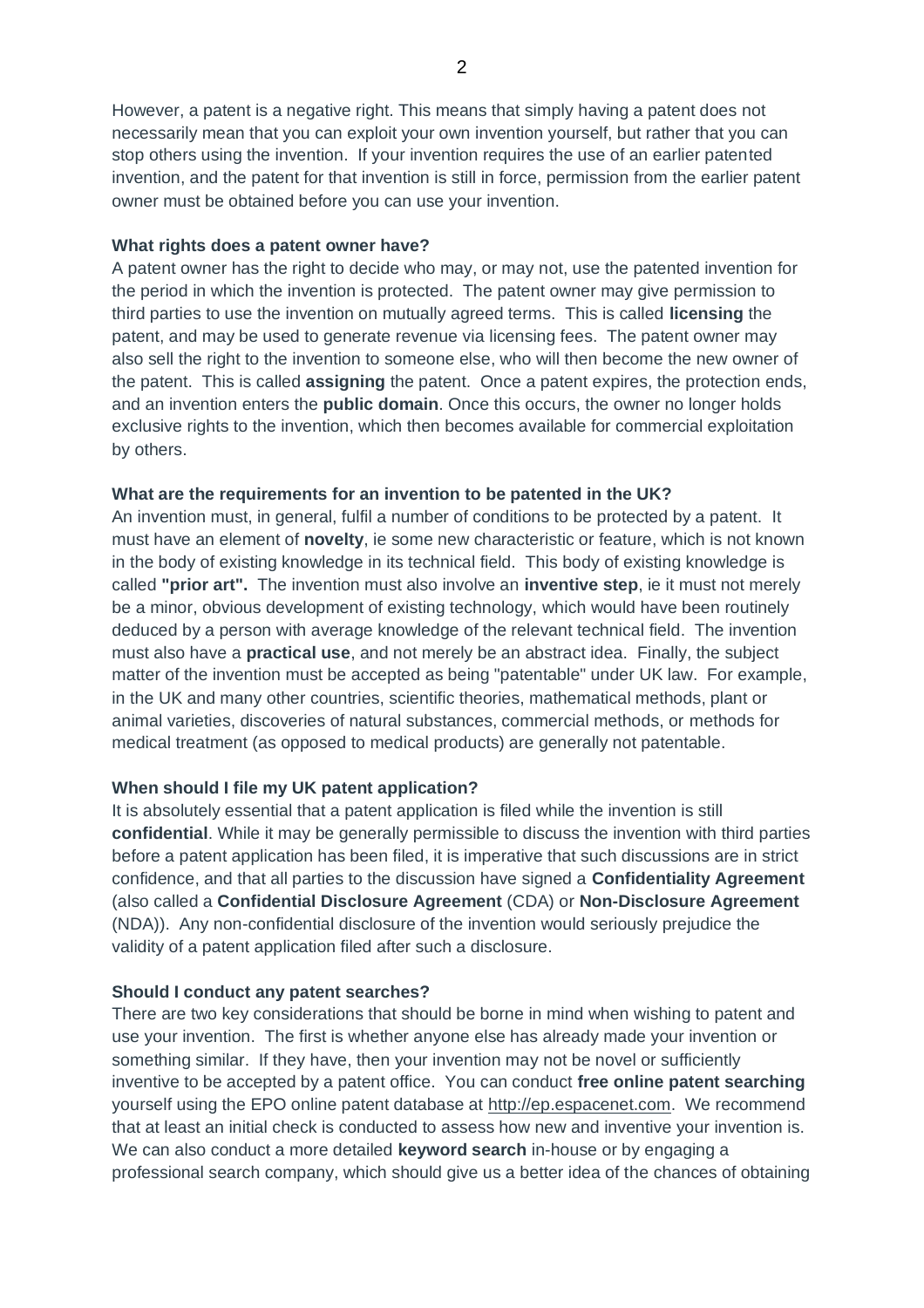However, a patent is a negative right. This means that simply having a patent does not necessarily mean that you can exploit your own invention yourself, but rather that you can stop others using the invention. If your invention requires the use of an earlier patented invention, and the patent for that invention is still in force, permission from the earlier patent owner must be obtained before you can use your invention.

**What rights does a patent owner have?**

A patent owner has the right to decide who may, or may not, use the patented invention for the period in which the invention is protected. The patent owner may give permission to third parties to use the invention on mutually agreed terms. This is called **licensing** the patent, and may be used to generate revenue via licensing fees. The patent owner may also sell the right to the invention to someone else, who will then become the new owner of the patent. This is called **assigning** the patent. Once a patent expires, the protection ends, and an invention enters the **public domain**. Once this occurs, the owner no longer holds exclusive rights to the invention, which then becomes available for commercial exploitation by others.

**What are the requirements for an invention to be patented in the UK?**

An invention must, in general, fulfil a number of conditions to be protected by a patent. It must have an element of **novelty**, ie some new characteristic or feature, which is not known in the body of existing knowledge in its technical field. This body of existing knowledge is called **"prior art".** The invention must also involve an **inventive step**, ie it must not merely be a minor, obvious development of existing technology, which would have been routinely deduced by a person with average knowledge of the relevant technical field. The invention must also have a **practical use**, and not merely be an abstract idea. Finally, the subject matter of the invention must be accepted as being "patentable" under UK law. For example, in the UK and many other countries, scientific theories, mathematical methods, plant or animal varieties, discoveries of natural substances, commercial methods, or methods for medical treatment (as opposed to medical products) are generally not patentable.

**When should I file my UK patent application?**

It is absolutely essential that a patent application is filed while the invention is still **confidential**. While it may be generally permissible to discuss the invention with third parties before a patent application has been filed, it is imperative that such discussions are in strict confidence, and that all parties to the discussion have signed a **Confidentiality Agreement** (also called a **Confidential Disclosure Agreement** (CDA) or **Non-Disclosure Agreement** (NDA)). Any non-confidential disclosure of the invention would seriously prejudice the validity of a patent application filed after such a disclosure.

**Should I conduct any patent searches?**

There are two key considerations that should be borne in mind when wishing to patent and use your invention. The first is whether anyone else has already made your invention or something similar. If they have, then your invention may not be novel or sufficiently inventive to be accepted by a patent office. You can conduct **free online patent searching** yourself using the EPO online patent database at http://ep.espacenet.com. We recommend that at least an initial check is conducted to assess how new and inventive your invention is. We can also conduct a more detailed **keyword search** in-house or by engaging a professional search company, which should give us a better idea of the chances of obtaining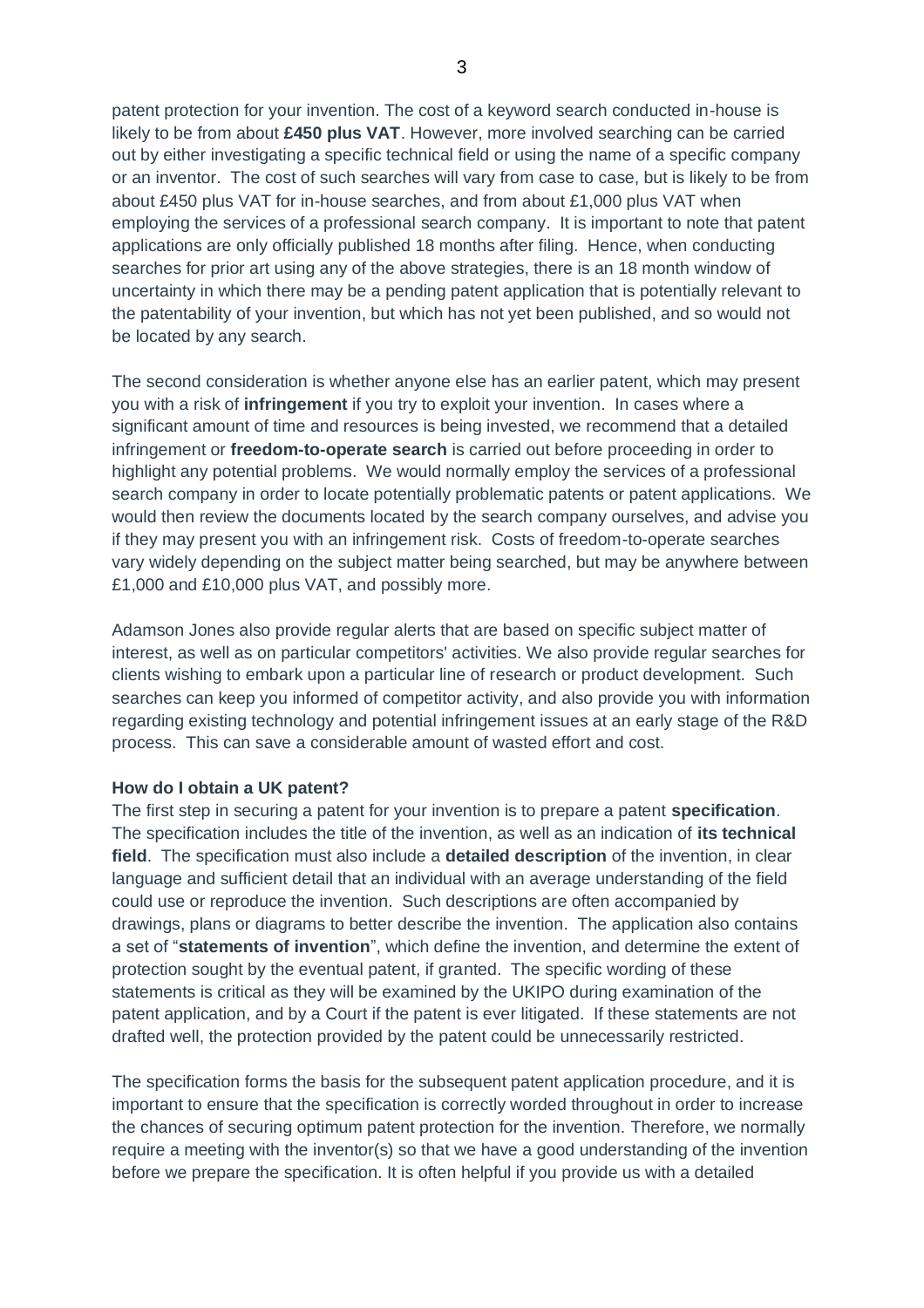patent protection for your invention. The cost of a keyword search conducted in-house is likely to be from about **£450 plus VAT**. However, more involved searching can be carried out by either investigating a specific technical field or using the name of a specific company or an inventor. The cost of such searches will vary from case to case, but is likely to be from about £450 plus VAT for in-house searches, and from about £1,000 plus VAT when employing the services of a professional search company. It is important to note that patent applications are only officially published 18 months after filing. Hence, when conducting searches for prior art using any of the above strategies, there is an 18 month window of uncertainty in which there may be a pending patent application that is potentially relevant to the patentability of your invention, but which has not yet been published, and so would not be located by any search.

The second consideration is whether anyone else has an earlier patent, which may present you with a risk of **infringement** if you try to exploit your invention. In cases where a significant amount of time and resources is being invested, we recommend that a detailed infringement or **freedom-to-operate search** is carried out before proceeding in order to highlight any potential problems. We would normally employ the services of a professional search company in order to locate potentially problematic patents or patent applications. We would then review the documents located by the search company ourselves, and advise you if they may present you with an infringement risk. Costs of freedom-to-operate searches vary widely depending on the subject matter being searched, but may be anywhere between £1,000 and £10,000 plus VAT, and possibly more.

Adamson Jones also provide regular alerts that are based on specific subject matter of interest, as well as on particular competitors' activities. We also provide regular searches for clients wishing to embark upon a particular line of research or product development. Such searches can keep you informed of competitor activity, and also provide you with information regarding existing technology and potential infringement issues at an early stage of the R&D process. This can save a considerable amount of wasted effort and cost.

**How do I obtain a UK patent?**

The first step in securing a patent for your invention is to prepare a patent **specification**. The specification includes the title of the invention, as well as an indication of **its technical field**. The specification must also include a **detailed description** of the invention, in clear language and sufficient detail that an individual with an average understanding of the field could use or reproduce the invention. Such descriptions are often accompanied by drawings, plans or diagrams to better describe the invention. The application also contains a set of "**statements of invention**", which define the invention, and determine the extent of protection sought by the eventual patent, if granted. The specific wording of these statements is critical as they will be examined by the UKIPO during examination of the patent application, and by a Court if the patent is ever litigated. If these statements are not drafted well, the protection provided by the patent could be unnecessarily restricted.

The specification forms the basis for the subsequent patent application procedure, and it is important to ensure that the specification is correctly worded throughout in order to increase the chances of securing optimum patent protection for the invention. Therefore, we normally require a meeting with the inventor(s) so that we have a good understanding of the invention before we prepare the specification. It is often helpful if you provide us with a detailed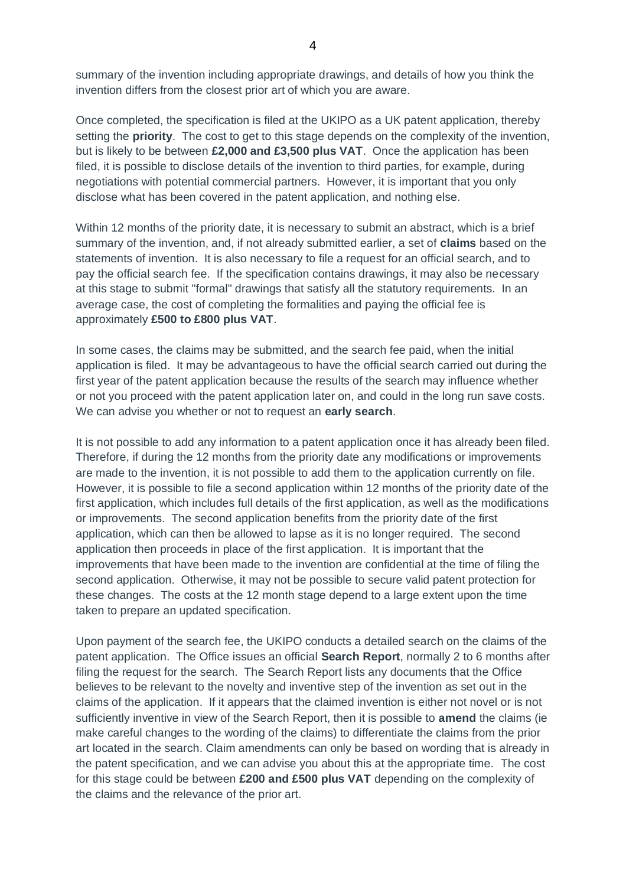summary of the invention including appropriate drawings, and details of how you think the invention differs from the closest prior art of which you are aware.

Once completed, the specification is filed at the UKIPO as a UK patent application, thereby setting the **priority**. The cost to get to this stage depends on the complexity of the invention, but is likely to be between **£2,000 and £3,500 plus VAT**. Once the application has been filed, it is possible to disclose details of the invention to third parties, for example, during negotiations with potential commercial partners. However, it is important that you only disclose what has been covered in the patent application, and nothing else.

Within 12 months of the priority date, it is necessary to submit an abstract, which is a brief summary of the invention, and, if not already submitted earlier, a set of **claims** based on the statements of invention. It is also necessary to file a request for an official search, and to pay the official search fee. If the specification contains drawings, it may also be necessary at this stage to submit "formal" drawings that satisfy all the statutory requirements. In an average case, the cost of completing the formalities and paying the official fee is approximately **£500 to £800 plus VAT**.

In some cases, the claims may be submitted, and the search fee paid, when the initial application is filed. It may be advantageous to have the official search carried out during the first year of the patent application because the results of the search may influence whether or not you proceed with the patent application later on, and could in the long run save costs. We can advise you whether or not to request an **early search**.

It is not possible to add any information to a patent application once it has already been filed. Therefore, if during the 12 months from the priority date any modifications or improvements are made to the invention, it is not possible to add them to the application currently on file. However, it is possible to file a second application within 12 months of the priority date of the first application, which includes full details of the first application, as well as the modifications or improvements. The second application benefits from the priority date of the first application, which can then be allowed to lapse as it is no longer required. The second application then proceeds in place of the first application. It is important that the improvements that have been made to the invention are confidential at the time of filing the second application. Otherwise, it may not be possible to secure valid patent protection for these changes. The costs at the 12 month stage depend to a large extent upon the time taken to prepare an updated specification.

Upon payment of the search fee, the UKIPO conducts a detailed search on the claims of the patent application. The Office issues an official **Search Report**, normally 2 to 6 months after filing the request for the search. The Search Report lists any documents that the Office believes to be relevant to the novelty and inventive step of the invention as set out in the claims of the application. If it appears that the claimed invention is either not novel or is not sufficiently inventive in view of the Search Report, then it is possible to **amend** the claims (ie make careful changes to the wording of the claims) to differentiate the claims from the prior art located in the search. Claim amendments can only be based on wording that is already in the patent specification, and we can advise you about this at the appropriate time. The cost for this stage could be between **£200 and £500 plus VAT** depending on the complexity of the claims and the relevance of the prior art.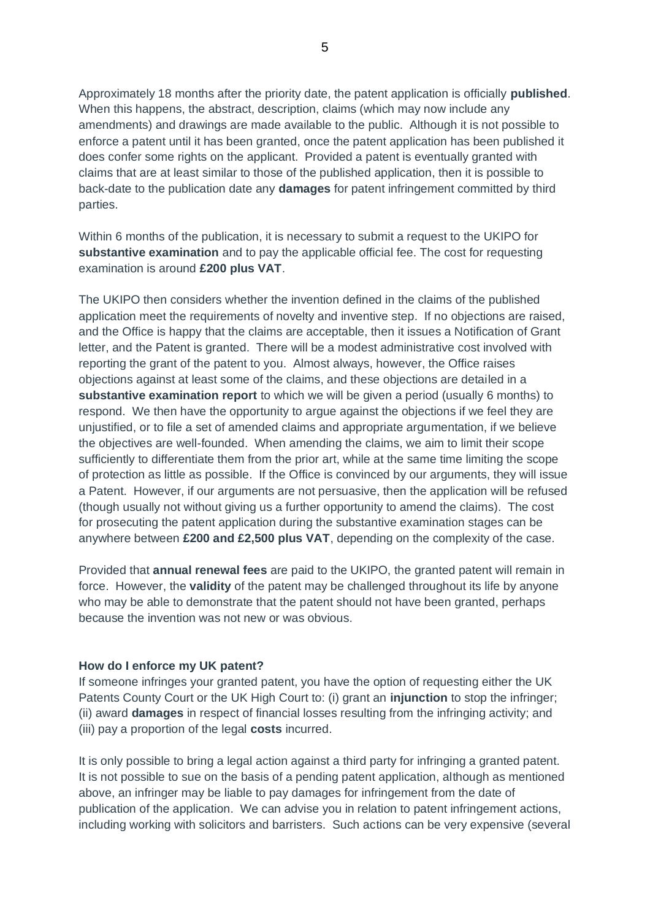Approximately 18 months after the priority date, the patent application is officially **published**. When this happens, the abstract, description, claims (which may now include any amendments) and drawings are made available to the public. Although it is not possible to enforce a patent until it has been granted, once the patent application has been published it does confer some rights on the applicant. Provided a patent is eventually granted with claims that are at least similar to those of the published application, then it is possible to back-date to the publication date any **damages** for patent infringement committed by third parties.

Within 6 months of the publication, it is necessary to submit a request to the UKIPO for **substantive examination** and to pay the applicable official fee. The cost for requesting examination is around **£200 plus VAT**.

The UKIPO then considers whether the invention defined in the claims of the published application meet the requirements of novelty and inventive step. If no objections are raised, and the Office is happy that the claims are acceptable, then it issues a Notification of Grant letter, and the Patent is granted. There will be a modest administrative cost involved with reporting the grant of the patent to you. Almost always, however, the Office raises objections against at least some of the claims, and these objections are detailed in a **substantive examination report** to which we will be given a period (usually 6 months) to respond. We then have the opportunity to argue against the objections if we feel they are unjustified, or to file a set of amended claims and appropriate argumentation, if we believe the objectives are well-founded. When amending the claims, we aim to limit their scope sufficiently to differentiate them from the prior art, while at the same time limiting the scope of protection as little as possible. If the Office is convinced by our arguments, they will issue a Patent. However, if our arguments are not persuasive, then the application will be refused (though usually not without giving us a further opportunity to amend the claims). The cost for prosecuting the patent application during the substantive examination stages can be anywhere between **£200 and £2,500 plus VAT**, depending on the complexity of the case.

Provided that **annual renewal fees** are paid to the UKIPO, the granted patent will remain in force. However, the **validity** of the patent may be challenged throughout its life by anyone who may be able to demonstrate that the patent should not have been granted, perhaps because the invention was not new or was obvious.

**How do I enforce my UK patent?**

If someone infringes your granted patent, you have the option of requesting either the UK Patents County Court or the UK High Court to: (i) grant an **injunction** to stop the infringer; (ii) award **damages** in respect of financial losses resulting from the infringing activity; and (iii) pay a proportion of the legal **costs** incurred.

It is only possible to bring a legal action against a third party for infringing a granted patent. It is not possible to sue on the basis of a pending patent application, although as mentioned above, an infringer may be liable to pay damages for infringement from the date of publication of the application. We can advise you in relation to patent infringement actions, including working with solicitors and barristers. Such actions can be very expensive (several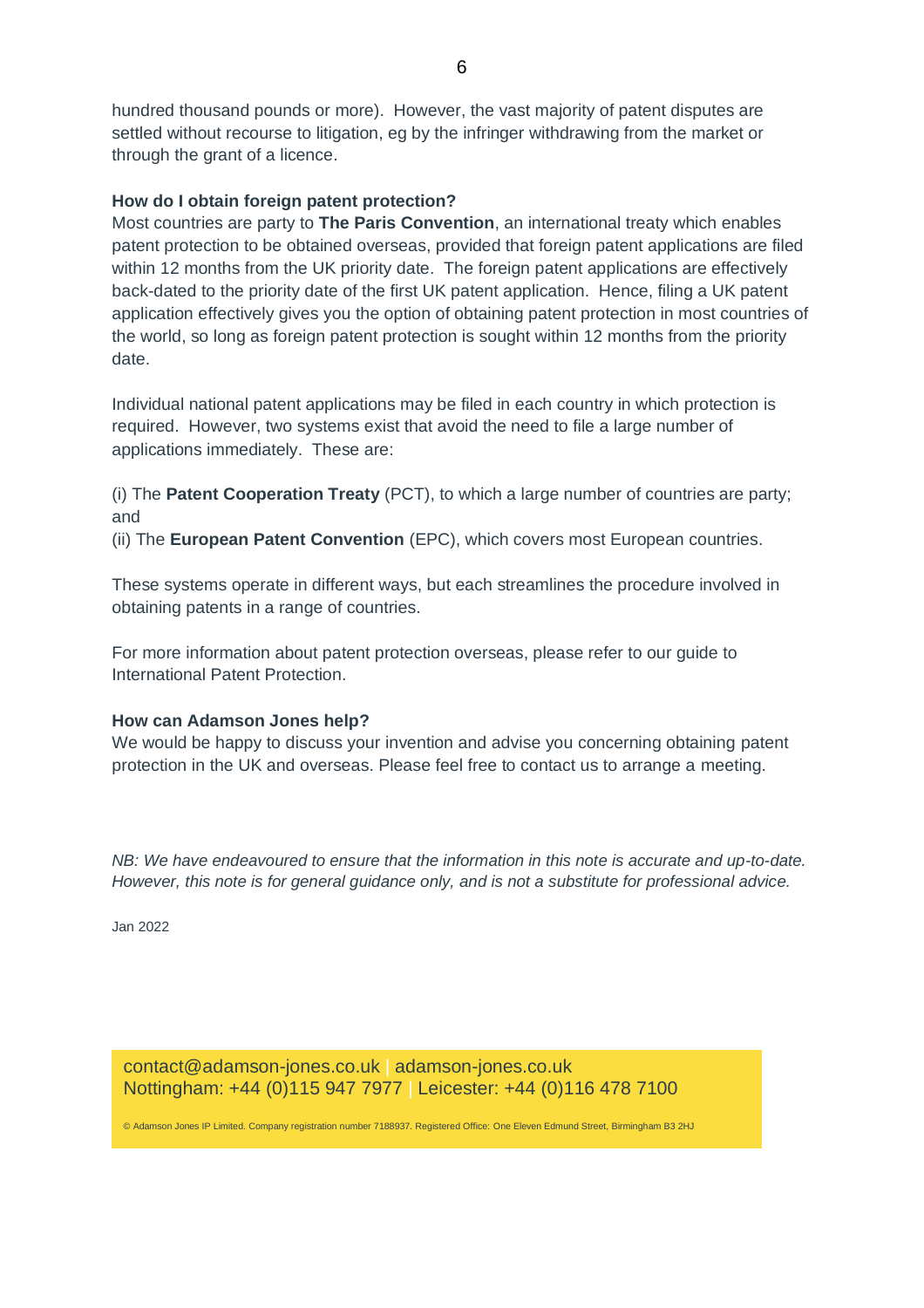hundred thousand pounds or more). However, the vast majority of patent disputes are settled without recourse to litigation, eg by the infringer withdrawing from the market or through the grant of a licence.

**How do I obtain foreign patent protection?**
Most countries are party to **The Paris Convention**, an international treaty which enables patent protection to be obtained overseas, provided that foreign patent applications are filed within 12 months from the UK priority date. The foreign patent applications are effectively back-dated to the priority date of the first UK patent application. Hence, filing a UK patent application effectively gives you the option of obtaining patent protection in most countries of the world, so long as foreign patent protection is sought within 12 months from the priority date.

Individual national patent applications may be filed in each country in which protection is required. However, two systems exist that avoid the need to file a large number of applications immediately. These are:

(i) The **Patent Cooperation Treaty** (PCT), to which a large number of countries are party; and
(ii) The **European Patent Convention** (EPC), which covers most European countries.

These systems operate in different ways, but each streamlines the procedure involved in obtaining patents in a range of countries.

For more information about patent protection overseas, please refer to our guide to International Patent Protection.

**How can Adamson Jones help?**
We would be happy to discuss your invention and advise you concerning obtaining patent protection in the UK and overseas. Please feel free to contact us to arrange a meeting.

*NB: We have endeavoured to ensure that the information in this note is accurate and up-to-date. However, this note is for general guidance only, and is not a substitute for professional advice.*

Jan 2022

contact@adamson-jones.co.uk | adamson-jones.co.uk
Nottingham: +44 (0)115 947 7977 | Leicester: +44 (0)116 478 7100

© Adamson Jones IP Limited. Company registration number 7188937. Registered Office: One Eleven Edmund Street, Birmingham B3 2HJ